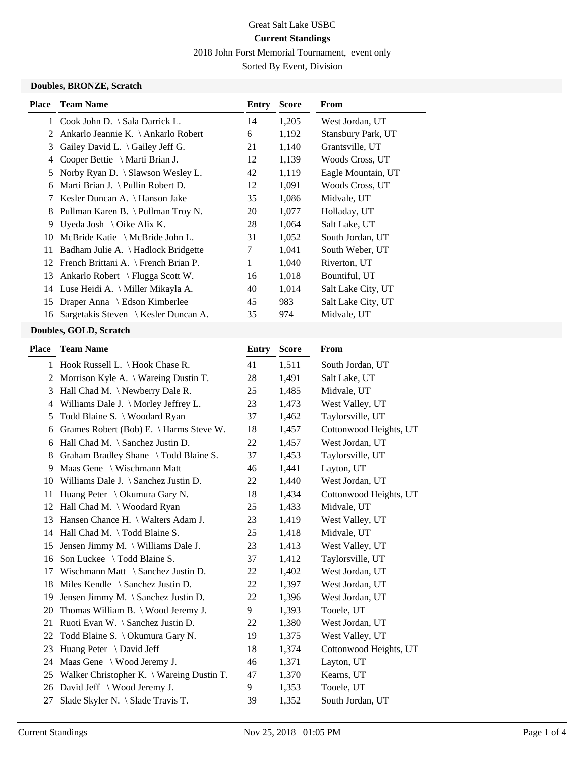Great Salt Lake USBC

**Current Standings**

2018 John Forst Memorial Tournament, event only

Sorted By Event, Division

### Doubles, BRONZE, Scratch

| Place | Team Name | Entry | Score | From |
|---|---|---|---|---|
| 1 | Cook John D. \ Sala Darrick L. | 14 | 1,205 | West Jordan, UT |
| 2 | Ankarlo Jeannie K. \ Ankarlo Robert | 6 | 1,192 | Stansbury Park, UT |
| 3 | Gailey David L. \ Gailey Jeff G. | 21 | 1,140 | Grantsville, UT |
| 4 | Cooper Bettie \ Marti Brian J. | 12 | 1,139 | Woods Cross, UT |
| 5 | Norby Ryan D. \ Slawson Wesley L. | 42 | 1,119 | Eagle Mountain, UT |
| 6 | Marti Brian J. \ Pullin Robert D. | 12 | 1,091 | Woods Cross, UT |
| 7 | Kesler Duncan A. \ Hanson Jake | 35 | 1,086 | Midvale, UT |
| 8 | Pullman Karen B. \ Pullman Troy N. | 20 | 1,077 | Holladay, UT |
| 9 | Uyeda Josh \ Oike Alix K. | 28 | 1,064 | Salt Lake, UT |
| 10 | McBride Katie \ McBride John L. | 31 | 1,052 | South Jordan, UT |
| 11 | Badham Julie A. \ Hadlock Bridgette | 7 | 1,041 | South Weber, UT |
| 12 | French Brittani A. \ French Brian P. | 1 | 1,040 | Riverton, UT |
| 13 | Ankarlo Robert \ Flugga Scott W. | 16 | 1,018 | Bountiful, UT |
| 14 | Luse Heidi A. \ Miller Mikayla A. | 40 | 1,014 | Salt Lake City, UT |
| 15 | Draper Anna \ Edson Kimberlee | 45 | 983 | Salt Lake City, UT |
| 16 | Sargetakis Steven \ Kesler Duncan A. | 35 | 974 | Midvale, UT |

### Doubles, GOLD, Scratch

| Place | Team Name | Entry | Score | From |
|---|---|---|---|---|
| 1 | Hook Russell L. \ Hook Chase R. | 41 | 1,511 | South Jordan, UT |
| 2 | Morrison Kyle A. \ Wareing Dustin T. | 28 | 1,491 | Salt Lake, UT |
| 3 | Hall Chad M. \ Newberry Dale R. | 25 | 1,485 | Midvale, UT |
| 4 | Williams Dale J. \ Morley Jeffrey L. | 23 | 1,473 | West Valley, UT |
| 5 | Todd Blaine S. \ Woodard Ryan | 37 | 1,462 | Taylorsville, UT |
| 6 | Grames Robert (Bob) E. \ Harms Steve W. | 18 | 1,457 | Cottonwood Heights, UT |
| 6 | Hall Chad M. \ Sanchez Justin D. | 22 | 1,457 | West Jordan, UT |
| 8 | Graham Bradley Shane \ Todd Blaine S. | 37 | 1,453 | Taylorsville, UT |
| 9 | Maas Gene \ Wischmann Matt | 46 | 1,441 | Layton, UT |
| 10 | Williams Dale J. \ Sanchez Justin D. | 22 | 1,440 | West Jordan, UT |
| 11 | Huang Peter \ Okumura Gary N. | 18 | 1,434 | Cottonwood Heights, UT |
| 12 | Hall Chad M. \ Woodard Ryan | 25 | 1,433 | Midvale, UT |
| 13 | Hansen Chance H. \ Walters Adam J. | 23 | 1,419 | West Valley, UT |
| 14 | Hall Chad M. \ Todd Blaine S. | 25 | 1,418 | Midvale, UT |
| 15 | Jensen Jimmy M. \ Williams Dale J. | 23 | 1,413 | West Valley, UT |
| 16 | Son Luckee \ Todd Blaine S. | 37 | 1,412 | Taylorsville, UT |
| 17 | Wischmann Matt \ Sanchez Justin D. | 22 | 1,402 | West Jordan, UT |
| 18 | Miles Kendle \ Sanchez Justin D. | 22 | 1,397 | West Jordan, UT |
| 19 | Jensen Jimmy M. \ Sanchez Justin D. | 22 | 1,396 | West Jordan, UT |
| 20 | Thomas William B. \ Wood Jeremy J. | 9 | 1,393 | Tooele, UT |
| 21 | Ruoti Evan W. \ Sanchez Justin D. | 22 | 1,380 | West Jordan, UT |
| 22 | Todd Blaine S. \ Okumura Gary N. | 19 | 1,375 | West Valley, UT |
| 23 | Huang Peter \ David Jeff | 18 | 1,374 | Cottonwood Heights, UT |
| 24 | Maas Gene \ Wood Jeremy J. | 46 | 1,371 | Layton, UT |
| 25 | Walker Christopher K. \ Wareing Dustin T. | 47 | 1,370 | Kearns, UT |
| 26 | David Jeff \ Wood Jeremy J. | 9 | 1,353 | Tooele, UT |
| 27 | Slade Skyler N. \ Slade Travis T. | 39 | 1,352 | South Jordan, UT |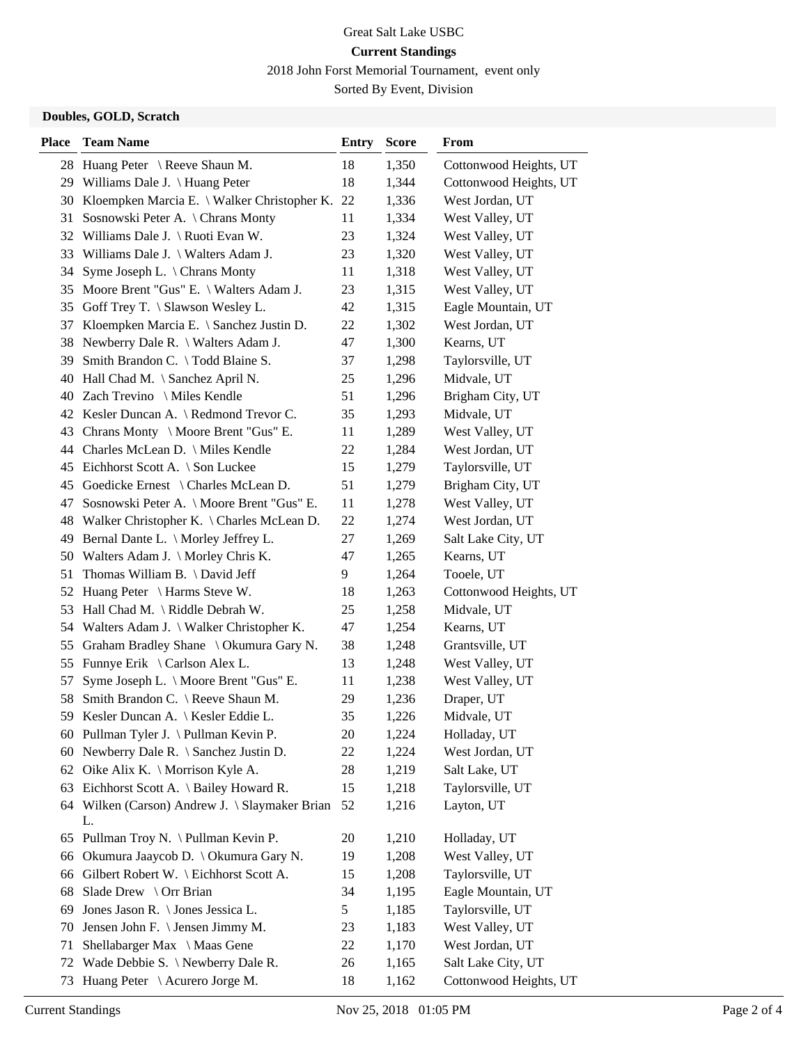Great Salt Lake USBC

**Current Standings**

2018 John Forst Memorial Tournament, event only

Sorted By Event, Division

### Doubles, GOLD, Scratch

| Place | Team Name | Entry | Score | From |
|---|---|---|---|---|
| 28 | Huang Peter \ Reeve Shaun M. | 18 | 1,350 | Cottonwood Heights, UT |
| 29 | Williams Dale J. \ Huang Peter | 18 | 1,344 | Cottonwood Heights, UT |
| 30 | Kloempken Marcia E. \ Walker Christopher K. | 22 | 1,336 | West Jordan, UT |
| 31 | Sosnowski Peter A. \ Chrans Monty | 11 | 1,334 | West Valley, UT |
| 32 | Williams Dale J. \ Ruoti Evan W. | 23 | 1,324 | West Valley, UT |
| 33 | Williams Dale J. \ Walters Adam J. | 23 | 1,320 | West Valley, UT |
| 34 | Syme Joseph L. \ Chrans Monty | 11 | 1,318 | West Valley, UT |
| 35 | Moore Brent "Gus" E. \ Walters Adam J. | 23 | 1,315 | West Valley, UT |
| 35 | Goff Trey T. \ Slawson Wesley L. | 42 | 1,315 | Eagle Mountain, UT |
| 37 | Kloempken Marcia E. \ Sanchez Justin D. | 22 | 1,302 | West Jordan, UT |
| 38 | Newberry Dale R. \ Walters Adam J. | 47 | 1,300 | Kearns, UT |
| 39 | Smith Brandon C. \ Todd Blaine S. | 37 | 1,298 | Taylorsville, UT |
| 40 | Hall Chad M. \ Sanchez April N. | 25 | 1,296 | Midvale, UT |
| 40 | Zach Trevino \ Miles Kendle | 51 | 1,296 | Brigham City, UT |
| 42 | Kesler Duncan A. \ Redmond Trevor C. | 35 | 1,293 | Midvale, UT |
| 43 | Chrans Monty \ Moore Brent "Gus" E. | 11 | 1,289 | West Valley, UT |
| 44 | Charles McLean D. \ Miles Kendle | 22 | 1,284 | West Jordan, UT |
| 45 | Eichhorst Scott A. \ Son Luckee | 15 | 1,279 | Taylorsville, UT |
| 45 | Goedicke Ernest \ Charles McLean D. | 51 | 1,279 | Brigham City, UT |
| 47 | Sosnowski Peter A. \ Moore Brent "Gus" E. | 11 | 1,278 | West Valley, UT |
| 48 | Walker Christopher K. \ Charles McLean D. | 22 | 1,274 | West Jordan, UT |
| 49 | Bernal Dante L. \ Morley Jeffrey L. | 27 | 1,269 | Salt Lake City, UT |
| 50 | Walters Adam J. \ Morley Chris K. | 47 | 1,265 | Kearns, UT |
| 51 | Thomas William B. \ David Jeff | 9 | 1,264 | Tooele, UT |
| 52 | Huang Peter \ Harms Steve W. | 18 | 1,263 | Cottonwood Heights, UT |
| 53 | Hall Chad M. \ Riddle Debrah W. | 25 | 1,258 | Midvale, UT |
| 54 | Walters Adam J. \ Walker Christopher K. | 47 | 1,254 | Kearns, UT |
| 55 | Graham Bradley Shane \ Okumura Gary N. | 38 | 1,248 | Grantsville, UT |
| 55 | Funnye Erik \ Carlson Alex L. | 13 | 1,248 | West Valley, UT |
| 57 | Syme Joseph L. \ Moore Brent "Gus" E. | 11 | 1,238 | West Valley, UT |
| 58 | Smith Brandon C. \ Reeve Shaun M. | 29 | 1,236 | Draper, UT |
| 59 | Kesler Duncan A. \ Kesler Eddie L. | 35 | 1,226 | Midvale, UT |
| 60 | Pullman Tyler J. \ Pullman Kevin P. | 20 | 1,224 | Holladay, UT |
| 60 | Newberry Dale R. \ Sanchez Justin D. | 22 | 1,224 | West Jordan, UT |
| 62 | Oike Alix K. \ Morrison Kyle A. | 28 | 1,219 | Salt Lake, UT |
| 63 | Eichhorst Scott A. \ Bailey Howard R. | 15 | 1,218 | Taylorsville, UT |
| 64 | Wilken (Carson) Andrew J. \ Slaymaker Brian L. | 52 | 1,216 | Layton, UT |
| 65 | Pullman Troy N. \ Pullman Kevin P. | 20 | 1,210 | Holladay, UT |
| 66 | Okumura Jaaycob D. \ Okumura Gary N. | 19 | 1,208 | West Valley, UT |
| 66 | Gilbert Robert W. \ Eichhorst Scott A. | 15 | 1,208 | Taylorsville, UT |
| 68 | Slade Drew \ Orr Brian | 34 | 1,195 | Eagle Mountain, UT |
| 69 | Jones Jason R. \ Jones Jessica L. | 5 | 1,185 | Taylorsville, UT |
| 70 | Jensen John F. \ Jensen Jimmy M. | 23 | 1,183 | West Valley, UT |
| 71 | Shellabarger Max \ Maas Gene | 22 | 1,170 | West Jordan, UT |
| 72 | Wade Debbie S. \ Newberry Dale R. | 26 | 1,165 | Salt Lake City, UT |
| 73 | Huang Peter \ Acurero Jorge M. | 18 | 1,162 | Cottonwood Heights, UT |

Current Standings Nov 25, 2018 01:05 PM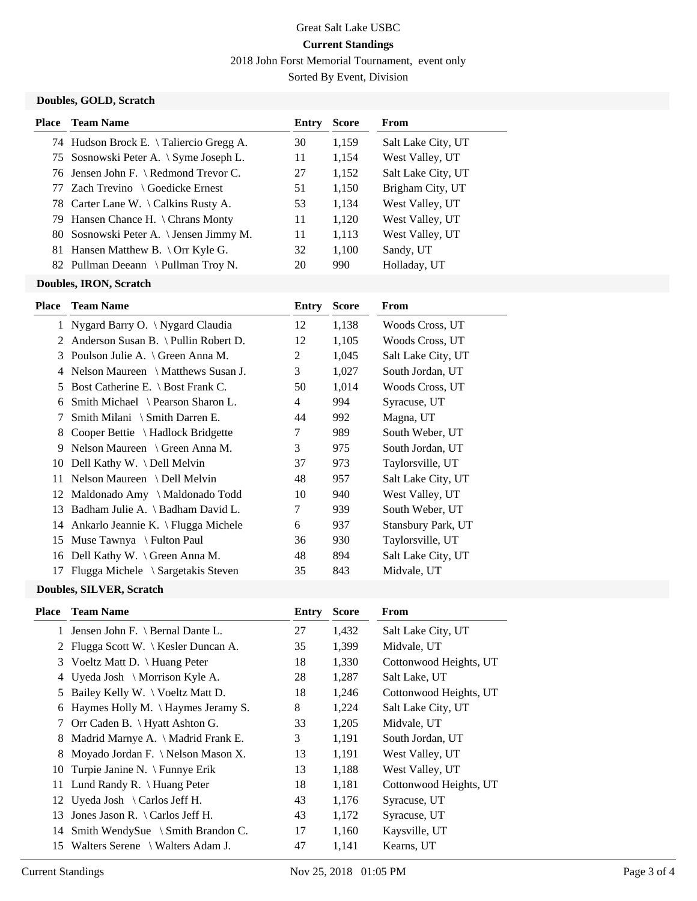Great Salt Lake USBC

**Current Standings**

2018 John Forst Memorial Tournament, event only

Sorted By Event, Division

### Doubles, GOLD, Scratch

| Place | Team Name | Entry | Score | From |
|---|---|---|---|---|
| 74 | Hudson Brock E. \ Taliercio Gregg A. | 30 | 1,159 | Salt Lake City, UT |
| 75 | Sosnowski Peter A. \ Syme Joseph L. | 11 | 1,154 | West Valley, UT |
| 76 | Jensen John F. \ Redmond Trevor C. | 27 | 1,152 | Salt Lake City, UT |
| 77 | Zach Trevino \ Goedicke Ernest | 51 | 1,150 | Brigham City, UT |
| 78 | Carter Lane W. \ Calkins Rusty A. | 53 | 1,134 | West Valley, UT |
| 79 | Hansen Chance H. \ Chrans Monty | 11 | 1,120 | West Valley, UT |
| 80 | Sosnowski Peter A. \ Jensen Jimmy M. | 11 | 1,113 | West Valley, UT |
| 81 | Hansen Matthew B. \ Orr Kyle G. | 32 | 1,100 | Sandy, UT |
| 82 | Pullman Deeann \ Pullman Troy N. | 20 | 990 | Holladay, UT |

### Doubles, IRON, Scratch

| Place | Team Name | Entry | Score | From |
|---|---|---|---|---|
| 1 | Nygard Barry O. \ Nygard Claudia | 12 | 1,138 | Woods Cross, UT |
| 2 | Anderson Susan B. \ Pullin Robert D. | 12 | 1,105 | Woods Cross, UT |
| 3 | Poulson Julie A. \ Green Anna M. | 2 | 1,045 | Salt Lake City, UT |
| 4 | Nelson Maureen \ Matthews Susan J. | 3 | 1,027 | South Jordan, UT |
| 5 | Bost Catherine E. \ Bost Frank C. | 50 | 1,014 | Woods Cross, UT |
| 6 | Smith Michael \ Pearson Sharon L. | 4 | 994 | Syracuse, UT |
| 7 | Smith Milani \ Smith Darren E. | 44 | 992 | Magna, UT |
| 8 | Cooper Bettie \ Hadlock Bridgette | 7 | 989 | South Weber, UT |
| 9 | Nelson Maureen \ Green Anna M. | 3 | 975 | South Jordan, UT |
| 10 | Dell Kathy W. \ Dell Melvin | 37 | 973 | Taylorsville, UT |
| 11 | Nelson Maureen \ Dell Melvin | 48 | 957 | Salt Lake City, UT |
| 12 | Maldonado Amy \ Maldonado Todd | 10 | 940 | West Valley, UT |
| 13 | Badham Julie A. \ Badham David L. | 7 | 939 | South Weber, UT |
| 14 | Ankarlo Jeannie K. \ Flugga Michele | 6 | 937 | Stansbury Park, UT |
| 15 | Muse Tawnya \ Fulton Paul | 36 | 930 | Taylorsville, UT |
| 16 | Dell Kathy W. \ Green Anna M. | 48 | 894 | Salt Lake City, UT |
| 17 | Flugga Michele \ Sargetakis Steven | 35 | 843 | Midvale, UT |

### Doubles, SILVER, Scratch

| Place | Team Name | Entry | Score | From |
|---|---|---|---|---|
| 1 | Jensen John F. \ Bernal Dante L. | 27 | 1,432 | Salt Lake City, UT |
| 2 | Flugga Scott W. \ Kesler Duncan A. | 35 | 1,399 | Midvale, UT |
| 3 | Voeltz Matt D. \ Huang Peter | 18 | 1,330 | Cottonwood Heights, UT |
| 4 | Uyeda Josh \ Morrison Kyle A. | 28 | 1,287 | Salt Lake, UT |
| 5 | Bailey Kelly W. \ Voeltz Matt D. | 18 | 1,246 | Cottonwood Heights, UT |
| 6 | Haymes Holly M. \ Haymes Jeramy S. | 8 | 1,224 | Salt Lake City, UT |
| 7 | Orr Caden B. \ Hyatt Ashton G. | 33 | 1,205 | Midvale, UT |
| 8 | Madrid Marnye A. \ Madrid Frank E. | 3 | 1,191 | South Jordan, UT |
| 8 | Moyado Jordan F. \ Nelson Mason X. | 13 | 1,191 | West Valley, UT |
| 10 | Turpie Janine N. \ Funnye Erik | 13 | 1,188 | West Valley, UT |
| 11 | Lund Randy R. \ Huang Peter | 18 | 1,181 | Cottonwood Heights, UT |
| 12 | Uyeda Josh \ Carlos Jeff H. | 43 | 1,176 | Syracuse, UT |
| 13 | Jones Jason R. \ Carlos Jeff H. | 43 | 1,172 | Syracuse, UT |
| 14 | Smith WendySue \ Smith Brandon C. | 17 | 1,160 | Kaysville, UT |
| 15 | Walters Serene \ Walters Adam J. | 47 | 1,141 | Kearns, UT |

Current Standings — Nov 25, 2018 01:05 PM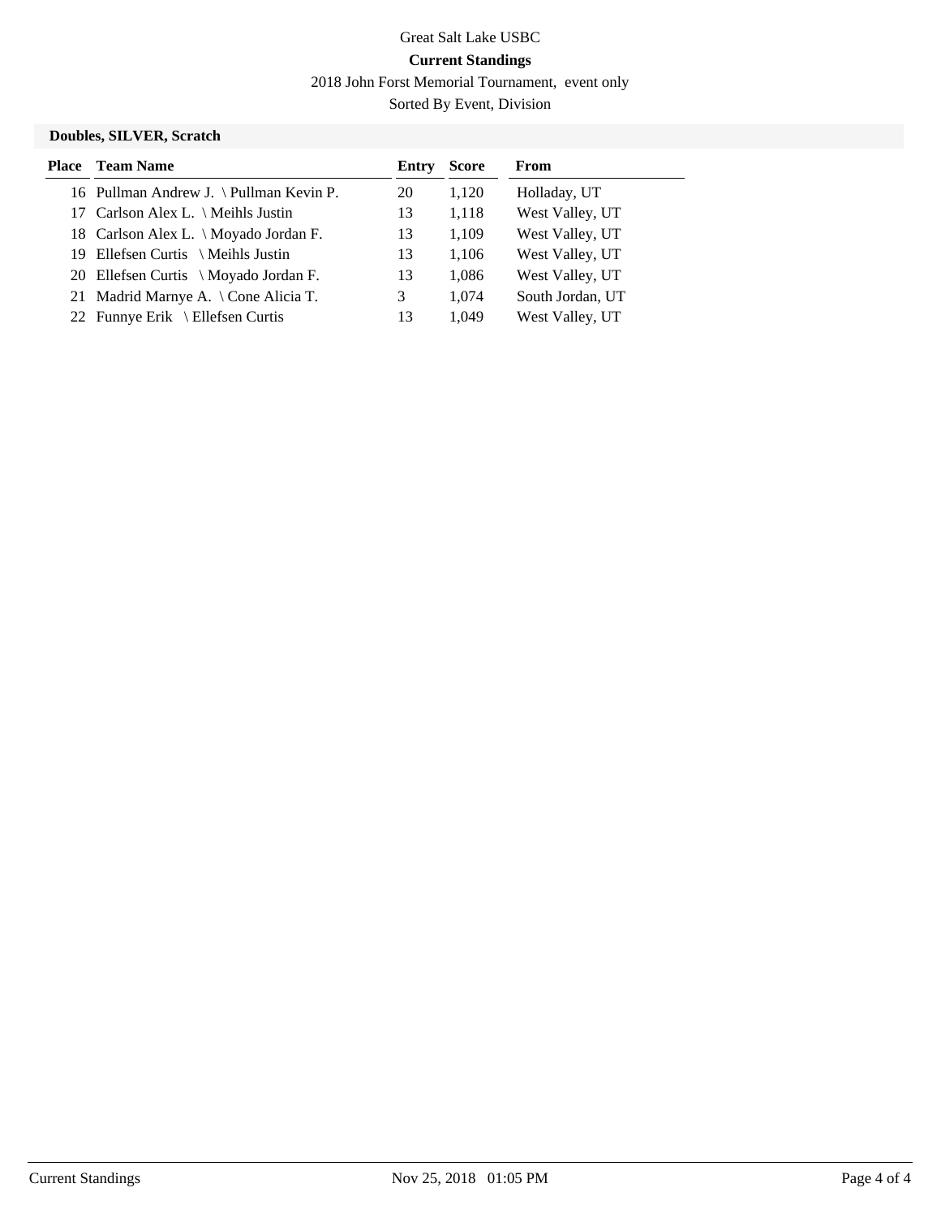Great Salt Lake USBC

**Current Standings**

2018 John Forst Memorial Tournament, event only

Sorted By Event, Division

**Doubles, SILVER, Scratch**

| Place | Team Name | Entry | Score | From |
|---|---|---|---|---|
| 16 | Pullman Andrew J. \ Pullman Kevin P. | 20 | 1,120 | Holladay, UT |
| 17 | Carlson Alex L. \ Meihls Justin | 13 | 1,118 | West Valley, UT |
| 18 | Carlson Alex L. \ Moyado Jordan F. | 13 | 1,109 | West Valley, UT |
| 19 | Ellefsen Curtis \ Meihls Justin | 13 | 1,106 | West Valley, UT |
| 20 | Ellefsen Curtis \ Moyado Jordan F. | 13 | 1,086 | West Valley, UT |
| 21 | Madrid Marnye A. \ Cone Alicia T. | 3 | 1,074 | South Jordan, UT |
| 22 | Funnye Erik \ Ellefsen Curtis | 13 | 1,049 | West Valley, UT |

Current Standings Nov 25, 2018 01:05 PM